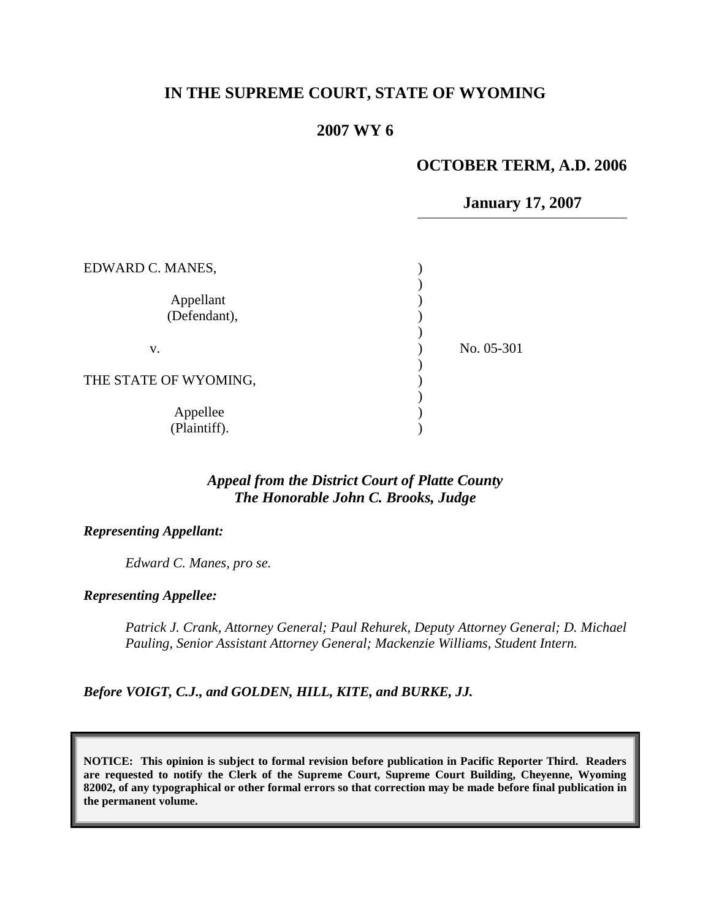**IN THE SUPREME COURT, STATE OF WYOMING**

**2007 WY 6**

**OCTOBER TERM, A.D. 2006**

**January 17, 2007**

| | | |
|---|---|---|
| EDWARD C. MANES, | ) | |
| | ) | |
| Appellant | ) | |
| (Defendant), | ) | |
| | ) | |
| v. | ) | No. 05-301 |
| | ) | |
| THE STATE OF WYOMING, | ) | |
| | ) | |
| Appellee | ) | |
| (Plaintiff). | ) | |

***Appeal from the District Court of Platte County***
***The Honorable John C. Brooks, Judge***

***Representing Appellant:***

*Edward C. Manes, pro se.*

***Representing Appellee:***

*Patrick J. Crank, Attorney General; Paul Rehurek, Deputy Attorney General; D. Michael Pauling, Senior Assistant Attorney General; Mackenzie Williams, Student Intern.*

***Before VOIGT, C.J., and GOLDEN, HILL, KITE, and BURKE, JJ.***

**NOTICE: This opinion is subject to formal revision before publication in Pacific Reporter Third. Readers are requested to notify the Clerk of the Supreme Court, Supreme Court Building, Cheyenne, Wyoming 82002, of any typographical or other formal errors so that correction may be made before final publication in the permanent volume.**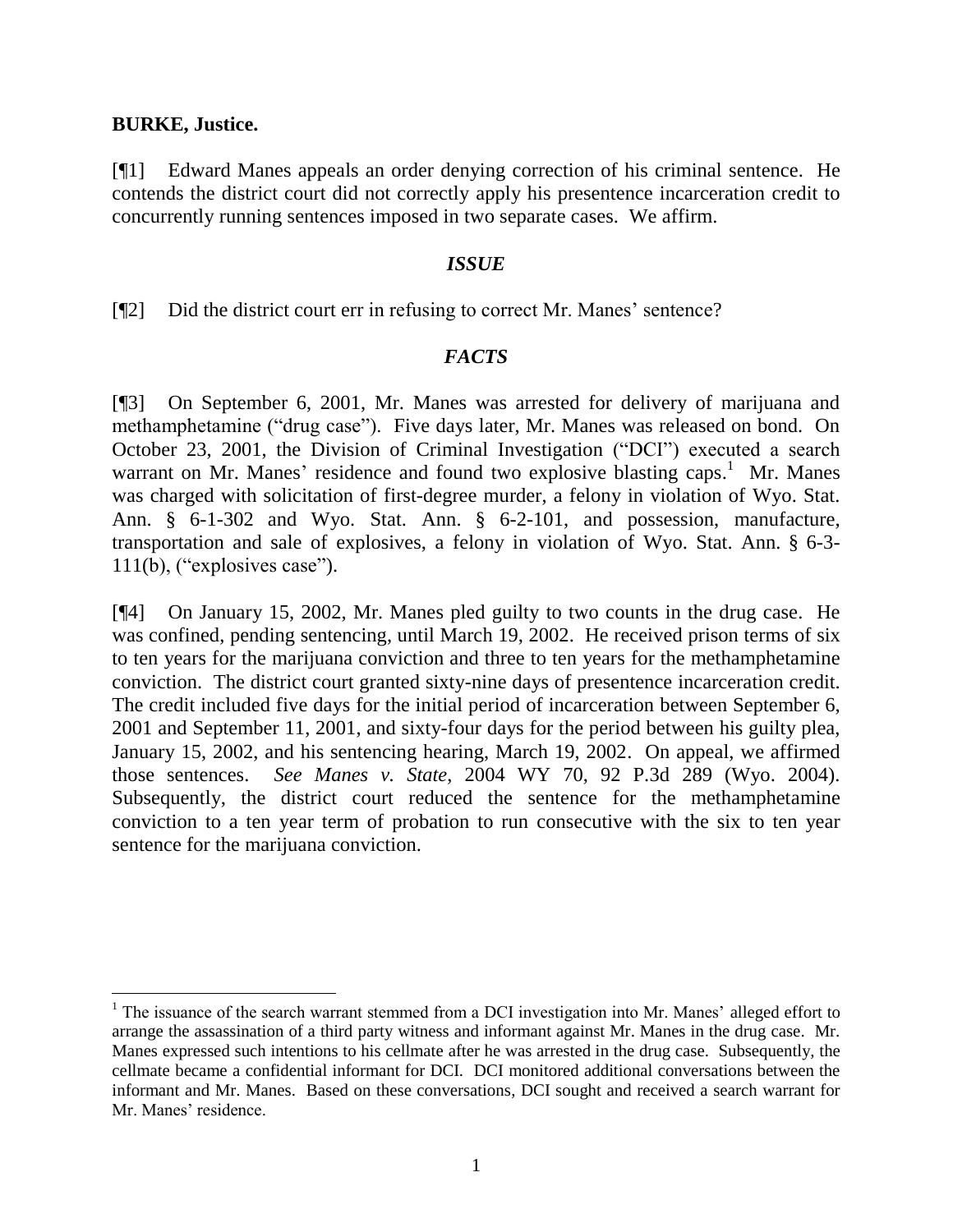**BURKE, Justice.**

[¶1] Edward Manes appeals an order denying correction of his criminal sentence. He contends the district court did not correctly apply his presentence incarceration credit to concurrently running sentences imposed in two separate cases. We affirm.

### *ISSUE*

[¶2] Did the district court err in refusing to correct Mr. Manes' sentence?

### *FACTS*

[¶3] On September 6, 2001, Mr. Manes was arrested for delivery of marijuana and methamphetamine ("drug case"). Five days later, Mr. Manes was released on bond. On October 23, 2001, the Division of Criminal Investigation ("DCI") executed a search warrant on Mr. Manes' residence and found two explosive blasting caps.[1] Mr. Manes was charged with solicitation of first-degree murder, a felony in violation of Wyo. Stat. Ann. § 6-1-302 and Wyo. Stat. Ann. § 6-2-101, and possession, manufacture, transportation and sale of explosives, a felony in violation of Wyo. Stat. Ann. § 6-3-111(b), ("explosives case").

[¶4] On January 15, 2002, Mr. Manes pled guilty to two counts in the drug case. He was confined, pending sentencing, until March 19, 2002. He received prison terms of six to ten years for the marijuana conviction and three to ten years for the methamphetamine conviction. The district court granted sixty-nine days of presentence incarceration credit. The credit included five days for the initial period of incarceration between September 6, 2001 and September 11, 2001, and sixty-four days for the period between his guilty plea, January 15, 2002, and his sentencing hearing, March 19, 2002. On appeal, we affirmed those sentences. *See Manes v. State*, 2004 WY 70, 92 P.3d 289 (Wyo. 2004). Subsequently, the district court reduced the sentence for the methamphetamine conviction to a ten year term of probation to run consecutive with the six to ten year sentence for the marijuana conviction.

---

[1] The issuance of the search warrant stemmed from a DCI investigation into Mr. Manes' alleged effort to arrange the assassination of a third party witness and informant against Mr. Manes in the drug case. Mr. Manes expressed such intentions to his cellmate after he was arrested in the drug case. Subsequently, the cellmate became a confidential informant for DCI. DCI monitored additional conversations between the informant and Mr. Manes. Based on these conversations, DCI sought and received a search warrant for Mr. Manes' residence.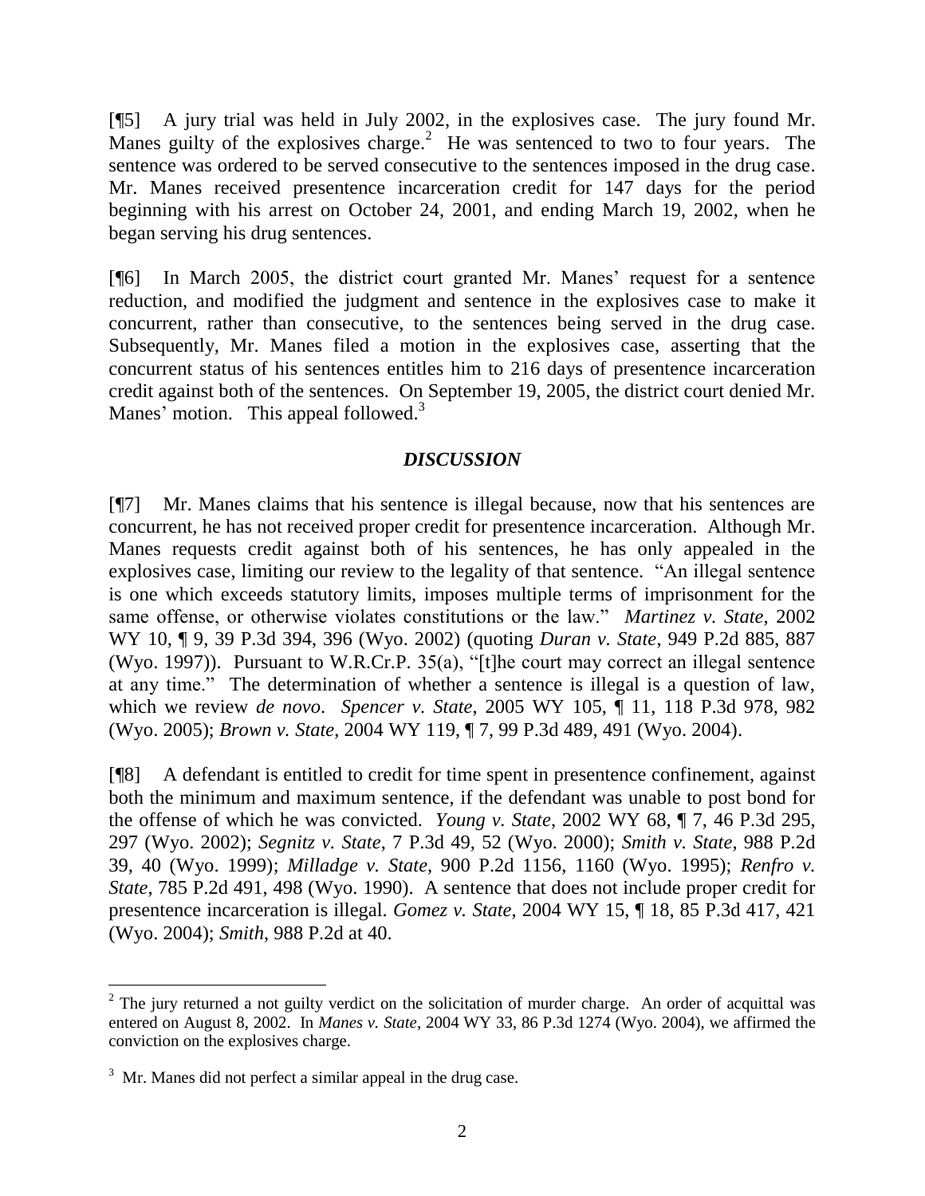[¶5] A jury trial was held in July 2002, in the explosives case. The jury found Mr. Manes guilty of the explosives charge.[2] He was sentenced to two to four years. The sentence was ordered to be served consecutive to the sentences imposed in the drug case. Mr. Manes received presentence incarceration credit for 147 days for the period beginning with his arrest on October 24, 2001, and ending March 19, 2002, when he began serving his drug sentences.

[¶6] In March 2005, the district court granted Mr. Manes' request for a sentence reduction, and modified the judgment and sentence in the explosives case to make it concurrent, rather than consecutive, to the sentences being served in the drug case. Subsequently, Mr. Manes filed a motion in the explosives case, asserting that the concurrent status of his sentences entitles him to 216 days of presentence incarceration credit against both of the sentences. On September 19, 2005, the district court denied Mr. Manes' motion. This appeal followed.[3]

## *DISCUSSION*

[¶7] Mr. Manes claims that his sentence is illegal because, now that his sentences are concurrent, he has not received proper credit for presentence incarceration. Although Mr. Manes requests credit against both of his sentences, he has only appealed in the explosives case, limiting our review to the legality of that sentence. "An illegal sentence is one which exceeds statutory limits, imposes multiple terms of imprisonment for the same offense, or otherwise violates constitutions or the law." *Martinez v. State*, 2002 WY 10, ¶ 9, 39 P.3d 394, 396 (Wyo. 2002) (quoting *Duran v. State*, 949 P.2d 885, 887 (Wyo. 1997)). Pursuant to W.R.Cr.P. 35(a), "[t]he court may correct an illegal sentence at any time." The determination of whether a sentence is illegal is a question of law, which we review *de novo*. *Spencer v. State*, 2005 WY 105, ¶ 11, 118 P.3d 978, 982 (Wyo. 2005); *Brown v. State*, 2004 WY 119, ¶ 7, 99 P.3d 489, 491 (Wyo. 2004).

[¶8] A defendant is entitled to credit for time spent in presentence confinement, against both the minimum and maximum sentence, if the defendant was unable to post bond for the offense of which he was convicted. *Young v. State*, 2002 WY 68, ¶ 7, 46 P.3d 295, 297 (Wyo. 2002); *Segnitz v. State*, 7 P.3d 49, 52 (Wyo. 2000); *Smith v. State*, 988 P.2d 39, 40 (Wyo. 1999); *Milladge v. State*, 900 P.2d 1156, 1160 (Wyo. 1995); *Renfro v. State*, 785 P.2d 491, 498 (Wyo. 1990). A sentence that does not include proper credit for presentence incarceration is illegal. *Gomez v. State*, 2004 WY 15, ¶ 18, 85 P.3d 417, 421 (Wyo. 2004); *Smith*, 988 P.2d at 40.

---

[2] The jury returned a not guilty verdict on the solicitation of murder charge. An order of acquittal was entered on August 8, 2002. In *Manes v. State*, 2004 WY 33, 86 P.3d 1274 (Wyo. 2004), we affirmed the conviction on the explosives charge.

[3] Mr. Manes did not perfect a similar appeal in the drug case.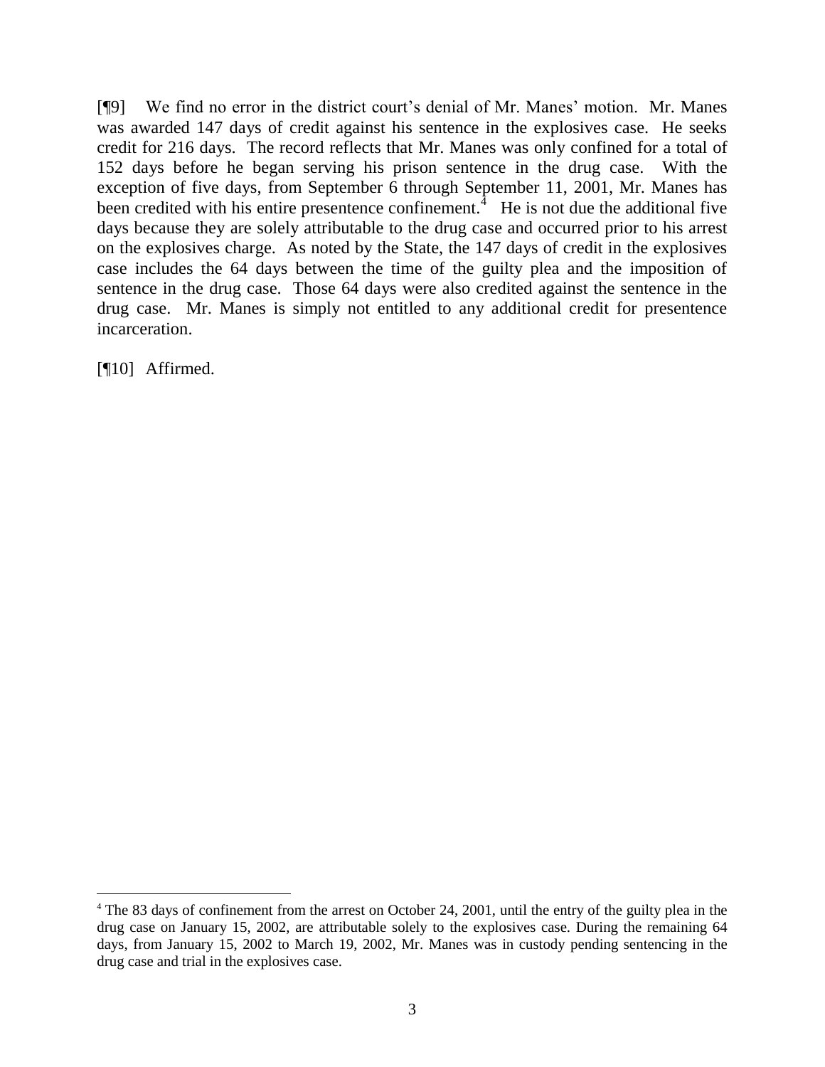[¶9] We find no error in the district court's denial of Mr. Manes' motion. Mr. Manes was awarded 147 days of credit against his sentence in the explosives case. He seeks credit for 216 days. The record reflects that Mr. Manes was only confined for a total of 152 days before he began serving his prison sentence in the drug case. With the exception of five days, from September 6 through September 11, 2001, Mr. Manes has been credited with his entire presentence confinement.[4] He is not due the additional five days because they are solely attributable to the drug case and occurred prior to his arrest on the explosives charge. As noted by the State, the 147 days of credit in the explosives case includes the 64 days between the time of the guilty plea and the imposition of sentence in the drug case. Those 64 days were also credited against the sentence in the drug case. Mr. Manes is simply not entitled to any additional credit for presentence incarceration.

[¶10] Affirmed.

---

[4] The 83 days of confinement from the arrest on October 24, 2001, until the entry of the guilty plea in the drug case on January 15, 2002, are attributable solely to the explosives case. During the remaining 64 days, from January 15, 2002 to March 19, 2002, Mr. Manes was in custody pending sentencing in the drug case and trial in the explosives case.